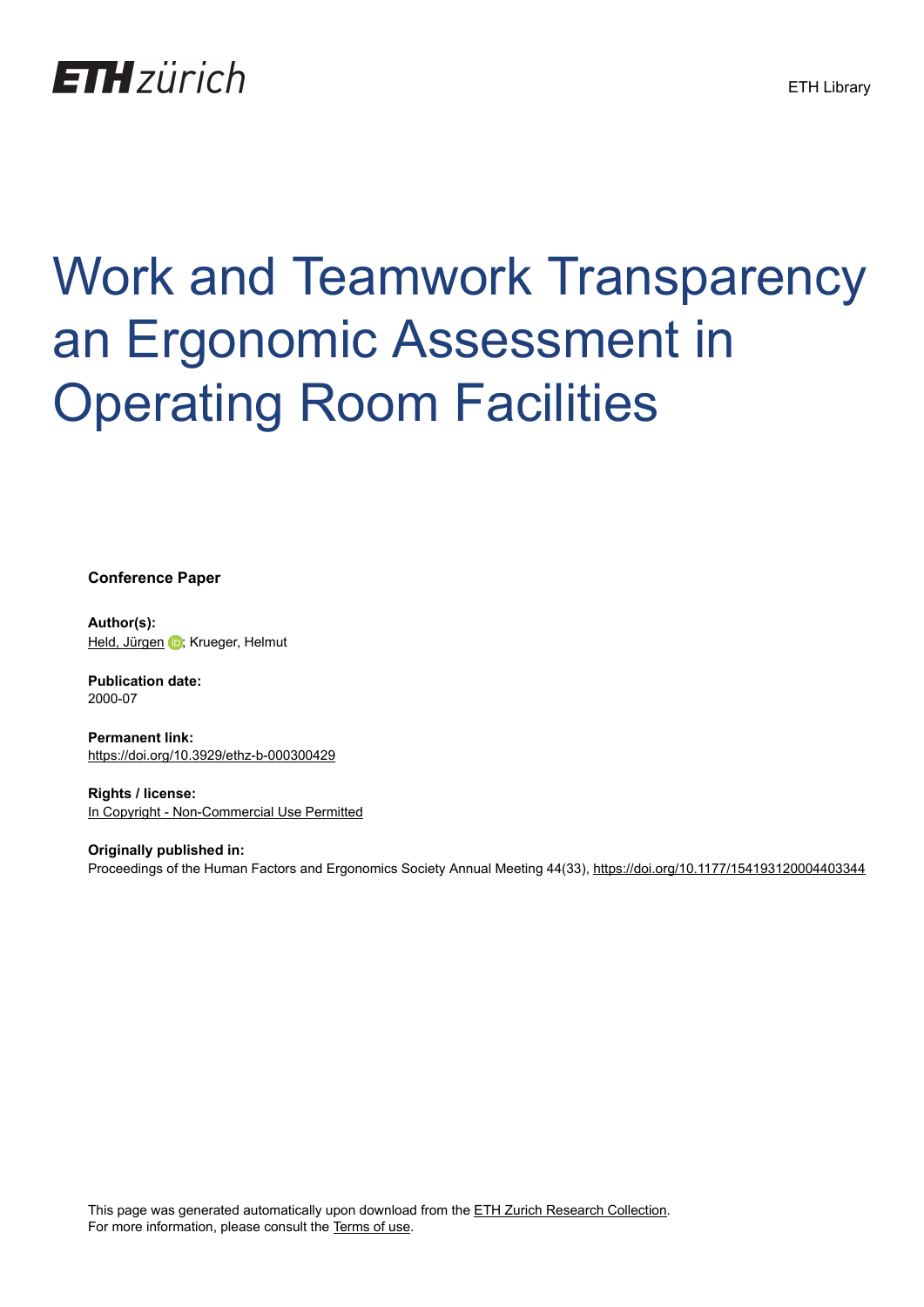ETH zürich

ETH Library

# Work and Teamwork Transparency an Ergonomic Assessment in Operating Room Facilities

**Conference Paper**

**Author(s):**
Held, Jürgen; Krueger, Helmut

**Publication date:**
2000-07

**Permanent link:**
https://doi.org/10.3929/ethz-b-000300429

**Rights / license:**
In Copyright - Non-Commercial Use Permitted

**Originally published in:**
Proceedings of the Human Factors and Ergonomics Society Annual Meeting 44(33), https://doi.org/10.1177/154193120004403344

This page was generated automatically upon download from the ETH Zurich Research Collection.
For more information, please consult the Terms of use.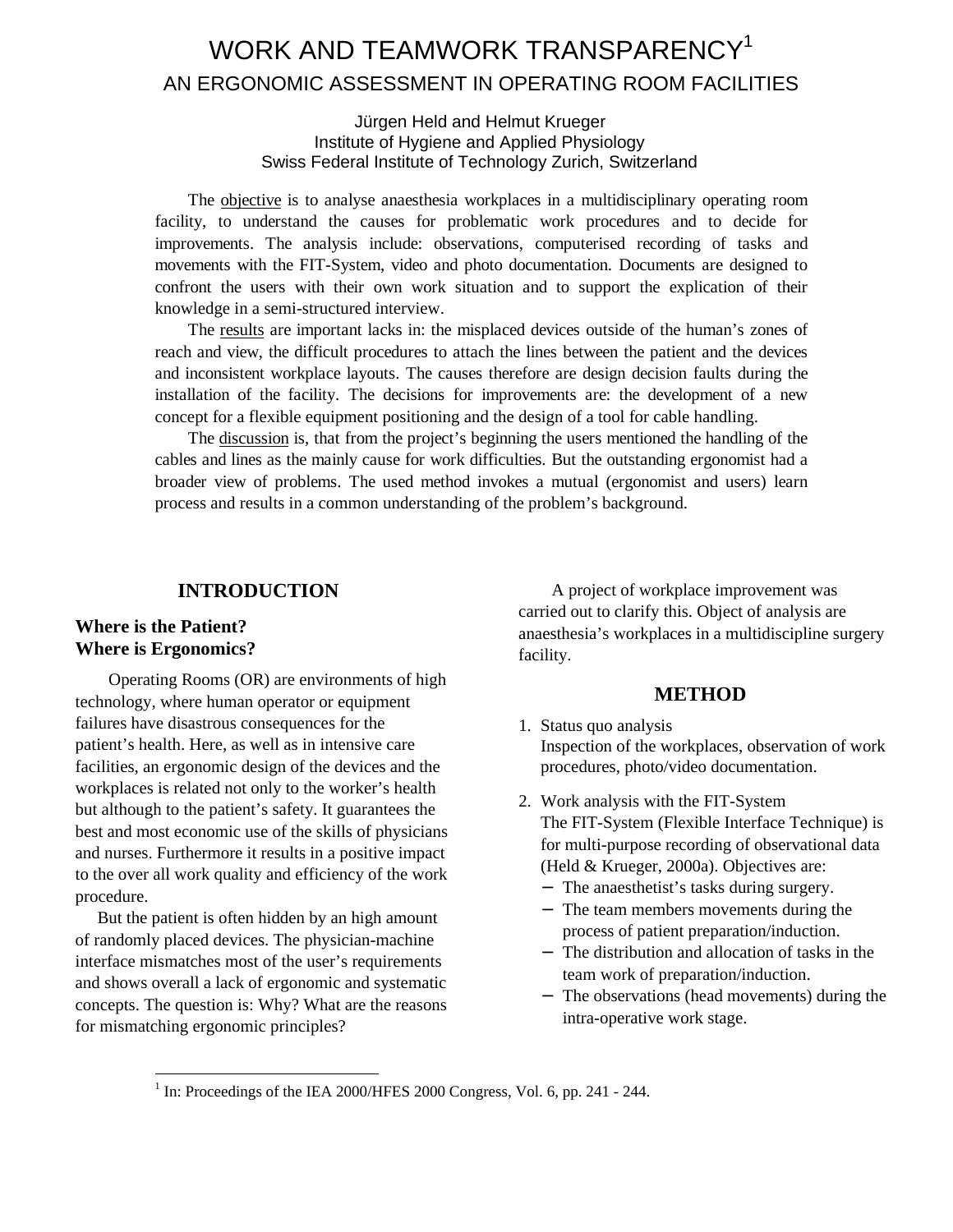# WORK AND TEAMWORK TRANSPARENCY[1]

## AN ERGONOMIC ASSESSMENT IN OPERATING ROOM FACILITIES

Jürgen Held and Helmut Krueger
Institute of Hygiene and Applied Physiology
Swiss Federal Institute of Technology Zurich, Switzerland

The objective is to analyse anaesthesia workplaces in a multidisciplinary operating room facility, to understand the causes for problematic work procedures and to decide for improvements. The analysis include: observations, computerised recording of tasks and movements with the FIT-System, video and photo documentation. Documents are designed to confront the users with their own work situation and to support the explication of their knowledge in a semi-structured interview.

The results are important lacks in: the misplaced devices outside of the human's zones of reach and view, the difficult procedures to attach the lines between the patient and the devices and inconsistent workplace layouts. The causes therefore are design decision faults during the installation of the facility. The decisions for improvements are: the development of a new concept for a flexible equipment positioning and the design of a tool for cable handling.

The discussion is, that from the project's beginning the users mentioned the handling of the cables and lines as the mainly cause for work difficulties. But the outstanding ergonomist had a broader view of problems. The used method invokes a mutual (ergonomist and users) learn process and results in a common understanding of the problem's background.

## INTRODUCTION

### Where is the Patient? Where is Ergonomics?

Operating Rooms (OR) are environments of high technology, where human operator or equipment failures have disastrous consequences for the patient's health. Here, as well as in intensive care facilities, an ergonomic design of the devices and the workplaces is related not only to the worker's health but although to the patient's safety. It guarantees the best and most economic use of the skills of physicians and nurses. Furthermore it results in a positive impact to the over all work quality and efficiency of the work procedure.

But the patient is often hidden by an high amount of randomly placed devices. The physician-machine interface mismatches most of the user's requirements and shows overall a lack of ergonomic and systematic concepts. The question is: Why? What are the reasons for mismatching ergonomic principles?

A project of workplace improvement was carried out to clarify this. Object of analysis are anaesthesia's workplaces in a multidiscipline surgery facility.

## METHOD

1. Status quo analysis
   Inspection of the workplaces, observation of work procedures, photo/video documentation.

2. Work analysis with the FIT-System
   The FIT-System (Flexible Interface Technique) is for multi-purpose recording of observational data (Held & Krueger, 2000a). Objectives are:
   - The anaesthetist's tasks during surgery.
   - The team members movements during the process of patient preparation/induction.
   - The distribution and allocation of tasks in the team work of preparation/induction.
   - The observations (head movements) during the intra-operative work stage.

[1] In: Proceedings of the IEA 2000/HFES 2000 Congress, Vol. 6, pp. 241 - 244.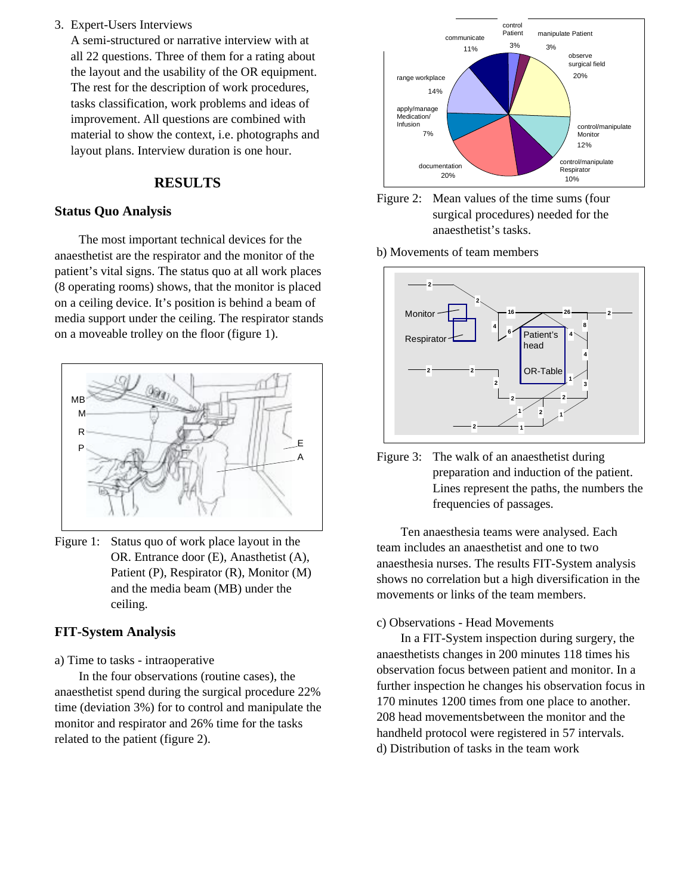3. Expert-Users Interviews
   A semi-structured or narrative interview with at all 22 questions. Three of them for a rating about the layout and the usability of the OR equipment. The rest for the description of work procedures, tasks classification, work problems and ideas of improvement. All questions are combined with material to show the context, i.e. photographs and layout plans. Interview duration is one hour.

## RESULTS

### Status Quo Analysis

The most important technical devices for the anaesthetist are the respirator and the monitor of the patient's vital signs. The status quo at all work places (8 operating rooms) shows, that the monitor is placed on a ceiling device. It's position is behind a beam of media support under the ceiling. The respirator stands on a moveable trolley on the floor (figure 1).

Figure 1: Status quo of work place layout in the OR. Entrance door (E), Anasthetist (A), Patient (P), Respirator (R), Monitor (M) and the media beam (MB) under the ceiling.

### FIT-System Analysis

a) Time to tasks - intraoperative

In the four observations (routine cases), the anaesthetist spend during the surgical procedure 22% time (deviation 3%) for to control and manipulate the monitor and respirator and 26% time for the tasks related to the patient (figure 2).

Figure 2: Mean values of the time sums (four surgical procedures) needed for the anaesthetist's tasks.

b) Movements of team members

Figure 3: The walk of an anaesthetist during preparation and induction of the patient. Lines represent the paths, the numbers the frequencies of passages.

Ten anaesthesia teams were analysed. Each team includes an anaesthetist and one to two anaesthesia nurses. The results FIT-System analysis shows no correlation but a high diversification in the movements or links of the team members.

c) Observations - Head Movements

In a FIT-System inspection during surgery, the anaesthetists changes in 200 minutes 118 times his observation focus between patient and monitor. In a further inspection he changes his observation focus in 170 minutes 1200 times from one place to another. 208 head movementsbetween the monitor and the handheld protocol were registered in 57 intervals.

d) Distribution of tasks in the team work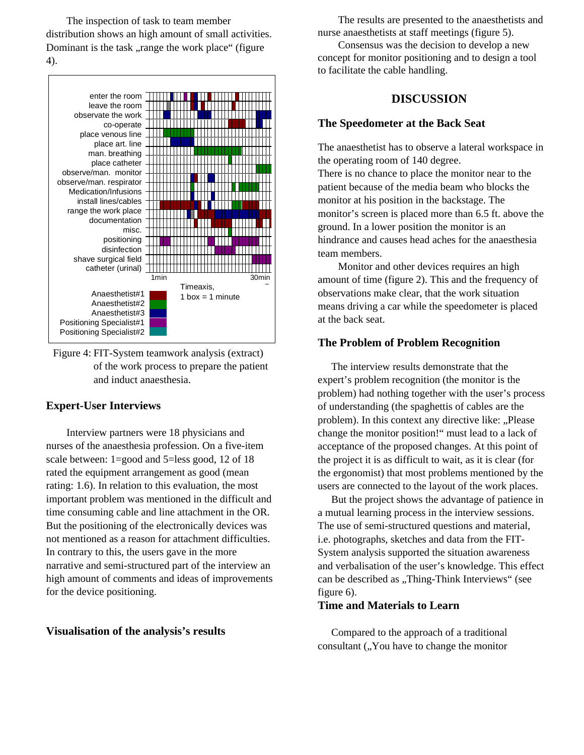The inspection of task to team member distribution shows an high amount of small activities. Dominant is the task „range the work place" (figure 4).

Figure 4: FIT-System teamwork analysis (extract) of the work process to prepare the patient and induct anaesthesia.

## Expert-User Interviews

Interview partners were 18 physicians and nurses of the anaesthesia profession. On a five-item scale between: 1=good and 5=less good, 12 of 18 rated the equipment arrangement as good (mean rating: 1.6). In relation to this evaluation, the most important problem was mentioned in the difficult and time consuming cable and line attachment in the OR. But the positioning of the electronically devices was not mentioned as a reason for attachment difficulties. In contrary to this, the users gave in the more narrative and semi-structured part of the interview an high amount of comments and ideas of improvements for the device positioning.

## Visualisation of the analysis's results

The results are presented to the anaesthetists and nurse anaesthetists at staff meetings (figure 5).

Consensus was the decision to develop a new concept for monitor positioning and to design a tool to facilitate the cable handling.

# DISCUSSION

## The Speedometer at the Back Seat

The anaesthetist has to observe a lateral workspace in the operating room of 140 degree.
There is no chance to place the monitor near to the patient because of the media beam who blocks the monitor at his position in the backstage. The monitor's screen is placed more than 6.5 ft. above the ground. In a lower position the monitor is an hindrance and causes head aches for the anaesthesia team members.

Monitor and other devices requires an high amount of time (figure 2). This and the frequency of observations make clear, that the work situation means driving a car while the speedometer is placed at the back seat.

## The Problem of Problem Recognition

The interview results demonstrate that the expert's problem recognition (the monitor is the problem) had nothing together with the user's process of understanding (the spaghettis of cables are the problem). In this context any directive like: „Please change the monitor position!" must lead to a lack of acceptance of the proposed changes. At this point of the project it is as difficult to wait, as it is clear (for the ergonomist) that most problems mentioned by the users are connected to the layout of the work places.

But the project shows the advantage of patience in a mutual learning process in the interview sessions. The use of semi-structured questions and material, i.e. photographs, sketches and data from the FIT-System analysis supported the situation awareness and verbalisation of the user's knowledge. This effect can be described as „Thing-Think Interviews" (see figure 6).

## Time and Materials to Learn

Compared to the approach of a traditional consultant („You have to change the monitor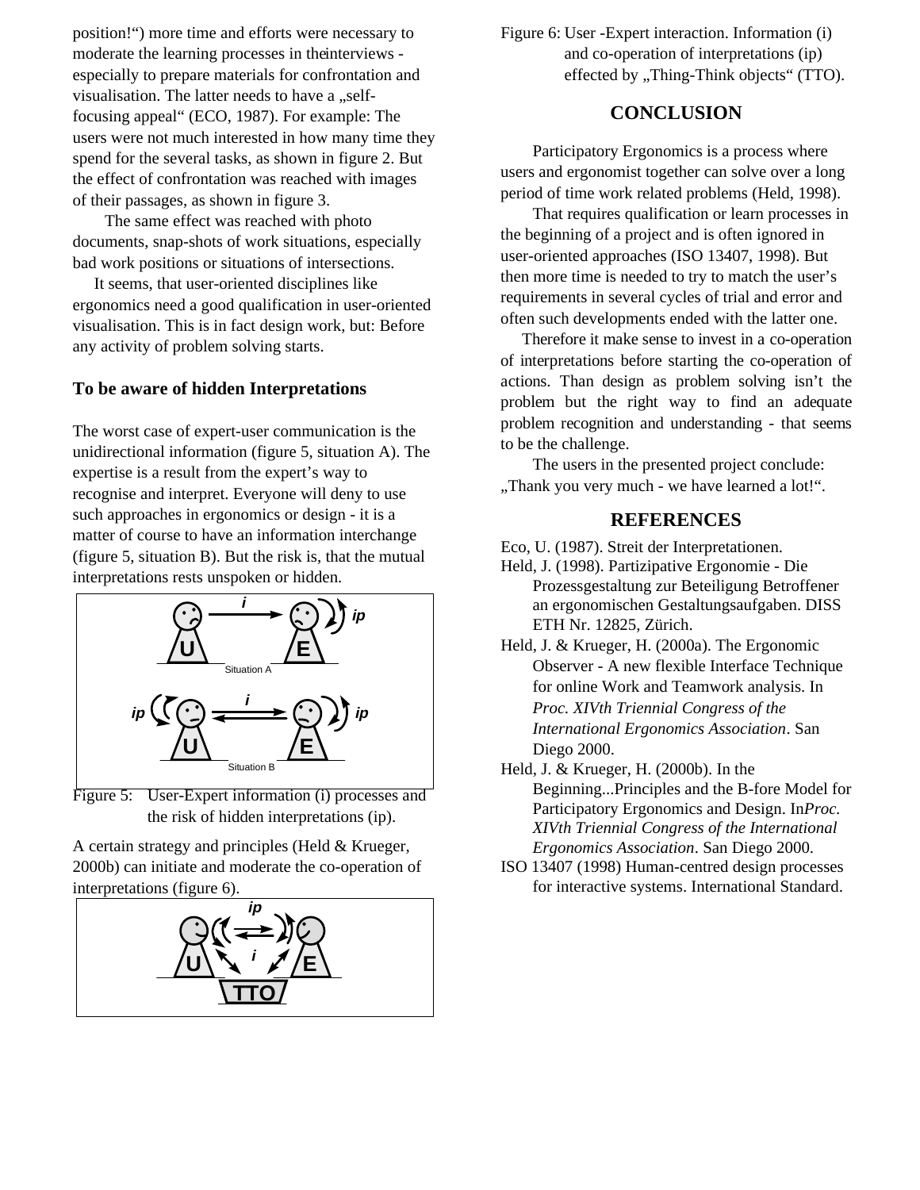position!") more time and efforts were necessary to moderate the learning processes in theinterviews - especially to prepare materials for confrontation and visualisation. The latter needs to have a „self-focusing appeal" (ECO, 1987). For example: The users were not much interested in how many time they spend for the several tasks, as shown in figure 2. But the effect of confrontation was reached with images of their passages, as shown in figure 3.

The same effect was reached with photo documents, snap-shots of work situations, especially bad work positions or situations of intersections.

It seems, that user-oriented disciplines like ergonomics need a good qualification in user-oriented visualisation. This is in fact design work, but: Before any activity of problem solving starts.

### To be aware of hidden Interpretations

The worst case of expert-user communication is the unidirectional information (figure 5, situation A). The expertise is a result from the expert's way to recognise and interpret. Everyone will deny to use such approaches in ergonomics or design - it is a matter of course to have an information interchange (figure 5, situation B). But the risk is, that the mutual interpretations rests unspoken or hidden.

i
ip
U
E
Situation A
i
ip
ip
U
E
Situation B

Figure 5: User-Expert information (i) processes and the risk of hidden interpretations (ip).

A certain strategy and principles (Held & Krueger, 2000b) can initiate and moderate the co-operation of interpretations (figure 6).

ip
i
U
E
TTO

Figure 6: User -Expert interaction. Information (i) and co-operation of interpretations (ip) effected by „Thing-Think objects" (TTO).

## CONCLUSION

Participatory Ergonomics is a process where users and ergonomist together can solve over a long period of time work related problems (Held, 1998).

That requires qualification or learn processes in the beginning of a project and is often ignored in user-oriented approaches (ISO 13407, 1998). But then more time is needed to try to match the user's requirements in several cycles of trial and error and often such developments ended with the latter one.

Therefore it make sense to invest in a co-operation of interpretations before starting the co-operation of actions. Than design as problem solving isn't the problem but the right way to find an adequate problem recognition and understanding - that seems to be the challenge.

The users in the presented project conclude: „Thank you very much - we have learned a lot!".

## REFERENCES

Eco, U. (1987). Streit der Interpretationen.

Held, J. (1998). Partizipative Ergonomie - Die Prozessgestaltung zur Beteiligung Betroffener an ergonomischen Gestaltungsaufgaben. DISS ETH Nr. 12825, Zürich.

Held, J. & Krueger, H. (2000a). The Ergonomic Observer - A new flexible Interface Technique for online Work and Teamwork analysis. In *Proc. XIVth Triennial Congress of the International Ergonomics Association*. San Diego 2000.

Held, J. & Krueger, H. (2000b). In the Beginning...Principles and the B-fore Model for Participatory Ergonomics and Design. In*Proc. XIVth Triennial Congress of the International Ergonomics Association*. San Diego 2000.

ISO 13407 (1998) Human-centred design processes for interactive systems. International Standard.